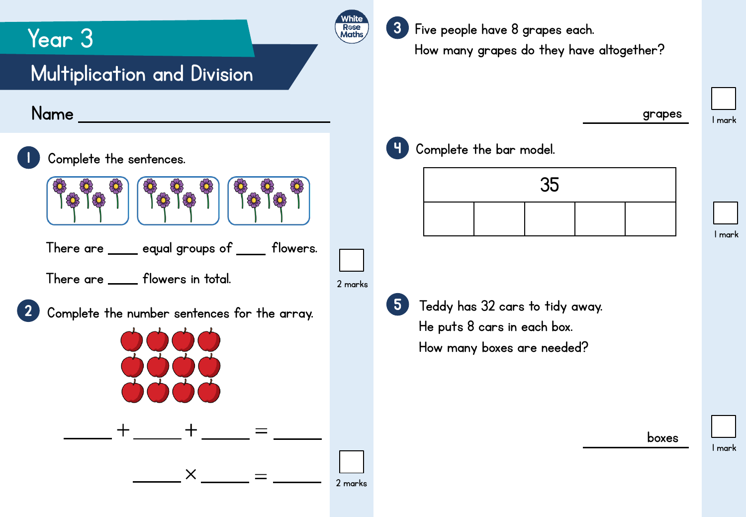# Year 3

## Multiplication and Division

Name ______________________________

**1** Complete the sentences.

There are ____ equal groups of ____ flowers.

There are ____ flowers in total.

2 marks

**2** Complete the number sentences for the array.

_____ + _____ + _____ = _____

_____ × _____ = _____

2 marks

**3** Five people have 8 grapes each.

How many grapes do they have altogether?

__________ grapes

1 mark

**4** Complete the bar model.

| 35 | | | | |
|---|---|---|---|---|
| | | | | |

1 mark

**5** Teddy has 32 cars to tidy away.

He puts 8 cars in each box.

How many boxes are needed?

__________ boxes

1 mark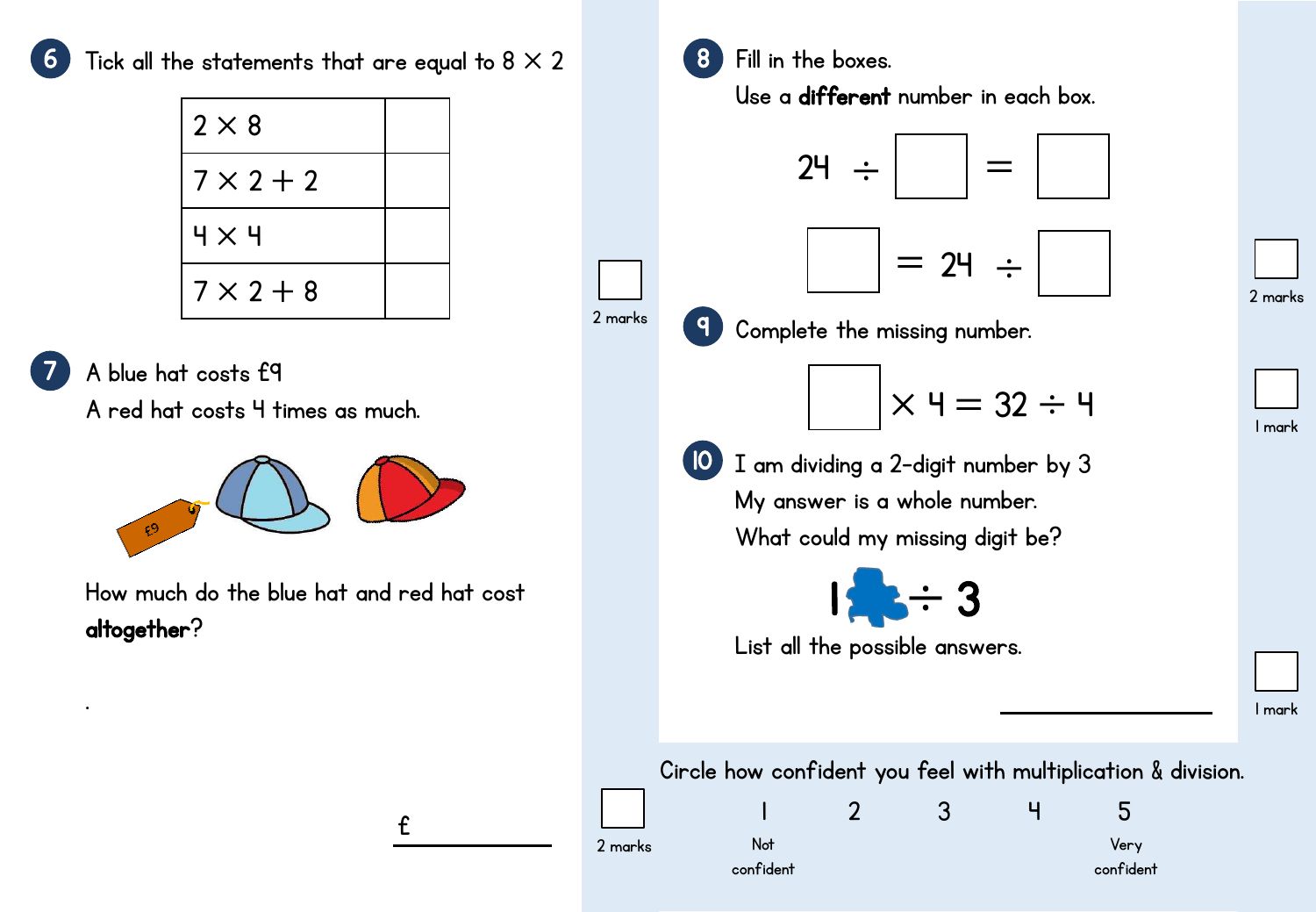**6** Tick all the statements that are equal to $8 \times 2$

| | |
|---|---|
| $2 \times 8$ | |
| $7 \times 2 + 2$ | |
| $4 \times 4$ | |
| $7 \times 2 + 8$ | |

2 marks

**7** A blue hat costs £9

A red hat costs 4 times as much.

£9

How much do the blue hat and red hat cost **altogether**?

£ ______

2 marks

**8** Fill in the boxes.

Use a **different** number in each box.

$24 \div \square = \square$

$\square = 24 \div \square$

2 marks

**9** Complete the missing number.

$\square \times 4 = 32 \div 4$

1 mark

**10** I am dividing a 2-digit number by 3

My answer is a whole number.

What could my missing digit be?

$1\square \div 3$

List all the possible answers.

______

1 mark

Circle how confident you feel with multiplication & division.

1 Not confident | 2 | 3 | 4 | 5 Very confident